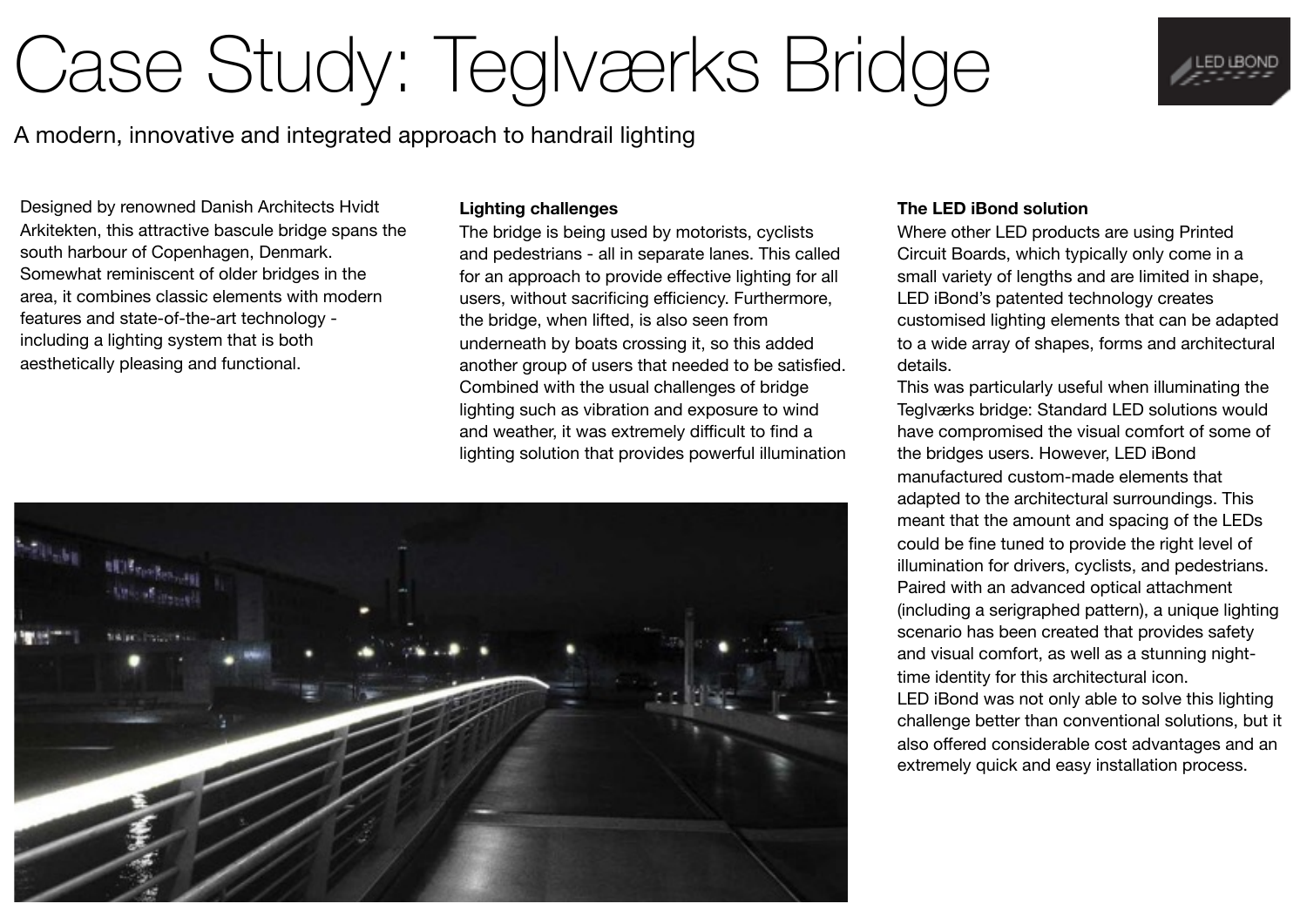# Case Study: Teglværks Bridge

A modern, innovative and integrated approach to handrail lighting

Designed by renowned Danish Architects Hvidt Arkitekten, this attractive bascule bridge spans the south harbour of Copenhagen, Denmark. Somewhat reminiscent of older bridges in the area, it combines classic elements with modern features and state-of-the-art technology - including a lighting system that is both aesthetically pleasing and functional.

**Lighting challenges**

The bridge is being used by motorists, cyclists and pedestrians - all in separate lanes. This called for an approach to provide effective lighting for all users, without sacrificing efficiency. Furthermore, the bridge, when lifted, is also seen from underneath by boats crossing it, so this added another group of users that needed to be satisfied. Combined with the usual challenges of bridge lighting such as vibration and exposure to wind and weather, it was extremely difficult to find a lighting solution that provides powerful illumination

**The LED iBond solution**

Where other LED products are using Printed Circuit Boards, which typically only come in a small variety of lengths and are limited in shape, LED iBond's patented technology creates customised lighting elements that can be adapted to a wide array of shapes, forms and architectural details.

This was particularly useful when illuminating the Teglværks bridge: Standard LED solutions would have compromised the visual comfort of some of the bridges users. However, LED iBond manufactured custom-made elements that adapted to the architectural surroundings. This meant that the amount and spacing of the LEDs could be fine tuned to provide the right level of illumination for drivers, cyclists, and pedestrians. Paired with an advanced optical attachment (including a serigraphed pattern), a unique lighting scenario has been created that provides safety and visual comfort, as well as a stunning night-time identity for this architectural icon.

LED iBond was not only able to solve this lighting challenge better than conventional solutions, but it also offered considerable cost advantages and an extremely quick and easy installation process.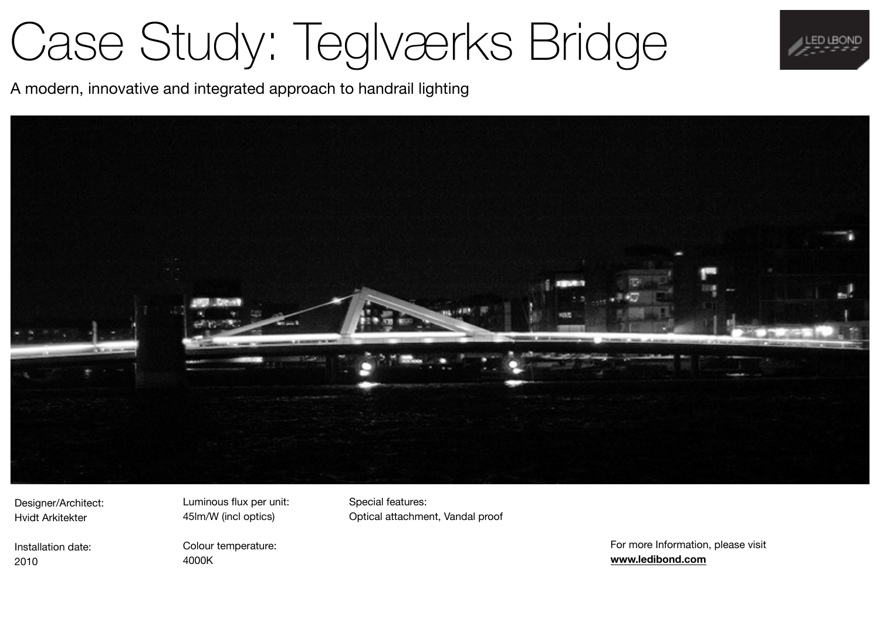# Case Study: Teglværks Bridge

A modern, innovative and integrated approach to handrail lighting

Designer/Architect:
Hvidt Arkitekter

Installation date:
2010

Luminous flux per unit:
45lm/W (incl optics)

Colour temperature:
4000K

Special features:
Optical attachment, Vandal proof

For more Information, please visit
**www.ledibond.com**